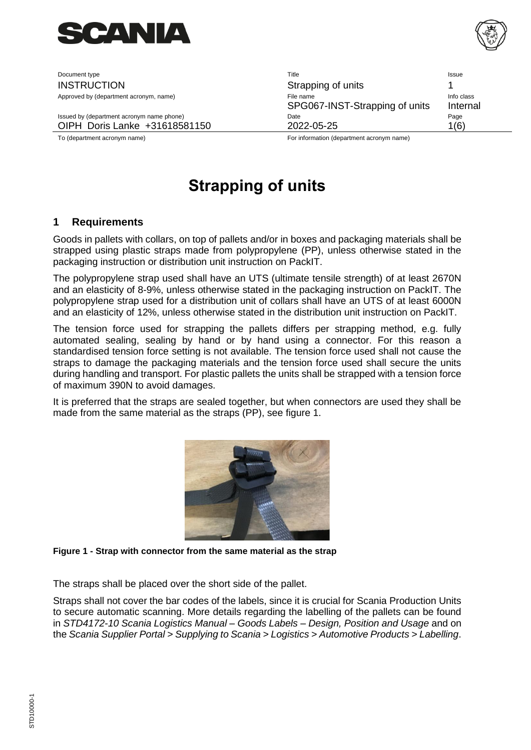| Document type | Title | Issue |
|---|---|---|
| INSTRUCTION | Strapping of units | 1 |
| Approved by (department acronym, name) | File name | Info class |
| | SPG067-INST-Strapping of units | Internal |
| Issued by (department acronym name phone) | Date | |
| OIPH Doris Lanke +31618581150 | 2022-05-25 | |
| To (department acronym name) | For information (department acronym name) | |

# Strapping of units

## 1 Requirements

Goods in pallets with collars, on top of pallets and/or in boxes and packaging materials shall be strapped using plastic straps made from polypropylene (PP), unless otherwise stated in the packaging instruction or distribution unit instruction on PackIT.

The polypropylene strap used shall have an UTS (ultimate tensile strength) of at least 2670N and an elasticity of 8-9%, unless otherwise stated in the packaging instruction on PackIT. The polypropylene strap used for a distribution unit of collars shall have an UTS of at least 6000N and an elasticity of 12%, unless otherwise stated in the distribution unit instruction on PackIT.

The tension force used for strapping the pallets differs per strapping method, e.g. fully automated sealing, sealing by hand or by hand using a connector. For this reason a standardised tension force setting is not available. The tension force used shall not cause the straps to damage the packaging materials and the tension force used shall secure the units during handling and transport. For plastic pallets the units shall be strapped with a tension force of maximum 390N to avoid damages.

It is preferred that the straps are sealed together, but when connectors are used they shall be made from the same material as the straps (PP), see figure 1.

**Figure 1 - Strap with connector from the same material as the strap**

The straps shall be placed over the short side of the pallet.

Straps shall not cover the bar codes of the labels, since it is crucial for Scania Production Units to secure automatic scanning. More details regarding the labelling of the pallets can be found in *STD4172-10 Scania Logistics Manual – Goods Labels – Design, Position and Usage* and on the *Scania Supplier Portal > Supplying to Scania > Logistics > Automotive Products > Labelling*.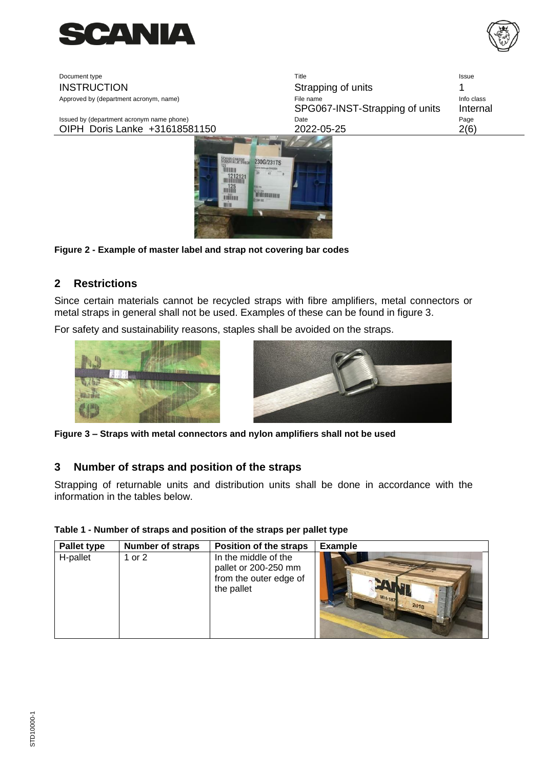**Figure 2 - Example of master label and strap not covering bar codes**

## 2 Restrictions

Since certain materials cannot be recycled straps with fibre amplifiers, metal connectors or metal straps in general shall not be used. Examples of these can be found in figure 3.

For safety and sustainability reasons, staples shall be avoided on the straps.

**Figure 3 – Straps with metal connectors and nylon amplifiers shall not be used**

## 3 Number of straps and position of the straps

Strapping of returnable units and distribution units shall be done in accordance with the information in the tables below.

**Table 1 - Number of straps and position of the straps per pallet type**

| Pallet type | Number of straps | Position of the straps | Example |
|---|---|---|---|
| H-pallet | 1 or 2 | In the middle of the pallet or 200-250 mm from the outer edge of the pallet | |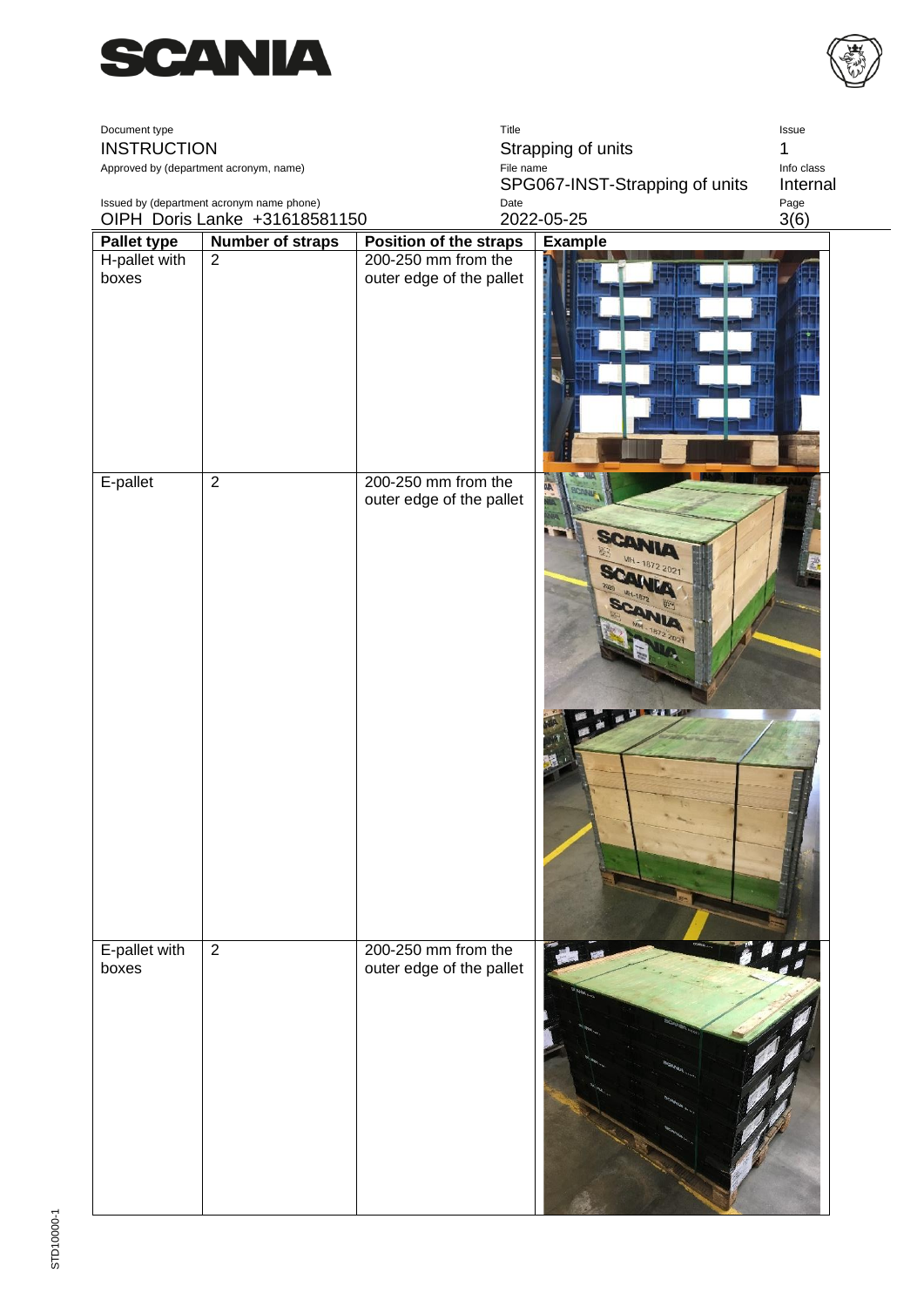| Pallet type | Number of straps | Position of the straps | Example |
|---|---|---|---|
| H-pallet with boxes | 2 | 200-250 mm from the outer edge of the pallet | |
| E-pallet | 2 | 200-250 mm from the outer edge of the pallet | |
| E-pallet with boxes | 2 | 200-250 mm from the outer edge of the pallet | |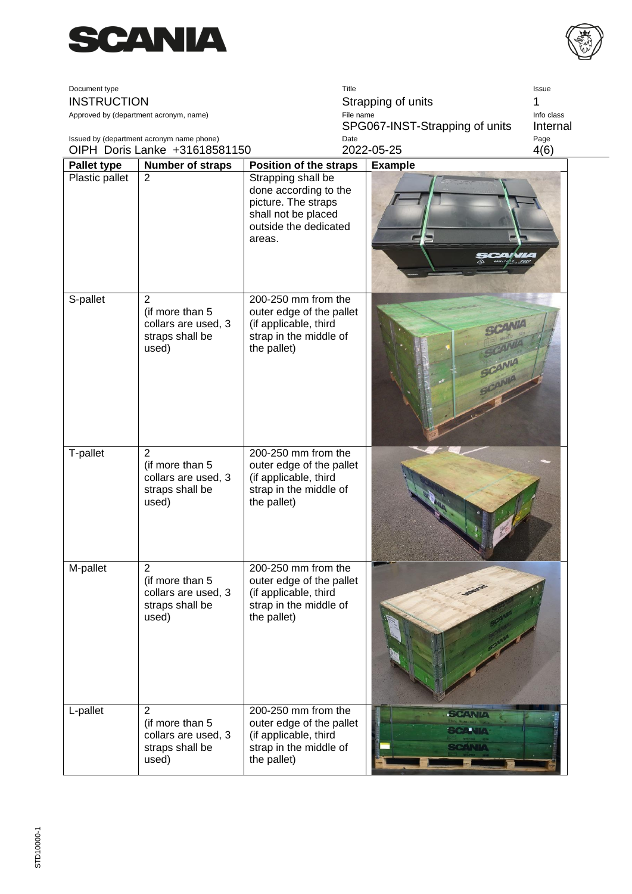| Pallet type | Number of straps | Position of the straps | Example |
|---|---|---|---|
| Plastic pallet | 2 | Strapping shall be done according to the picture. The straps shall not be placed outside the dedicated areas. | |
| S-pallet | 2 (if more than 5 collars are used, 3 straps shall be used) | 200-250 mm from the outer edge of the pallet (if applicable, third strap in the middle of the pallet) | |
| T-pallet | 2 (if more than 5 collars are used, 3 straps shall be used) | 200-250 mm from the outer edge of the pallet (if applicable, third strap in the middle of the pallet) | |
| M-pallet | 2 (if more than 5 collars are used, 3 straps shall be used) | 200-250 mm from the outer edge of the pallet (if applicable, third strap in the middle of the pallet) | |
| L-pallet | 2 (if more than 5 collars are used, 3 straps shall be used) | 200-250 mm from the outer edge of the pallet (if applicable, third strap in the middle of the pallet) | |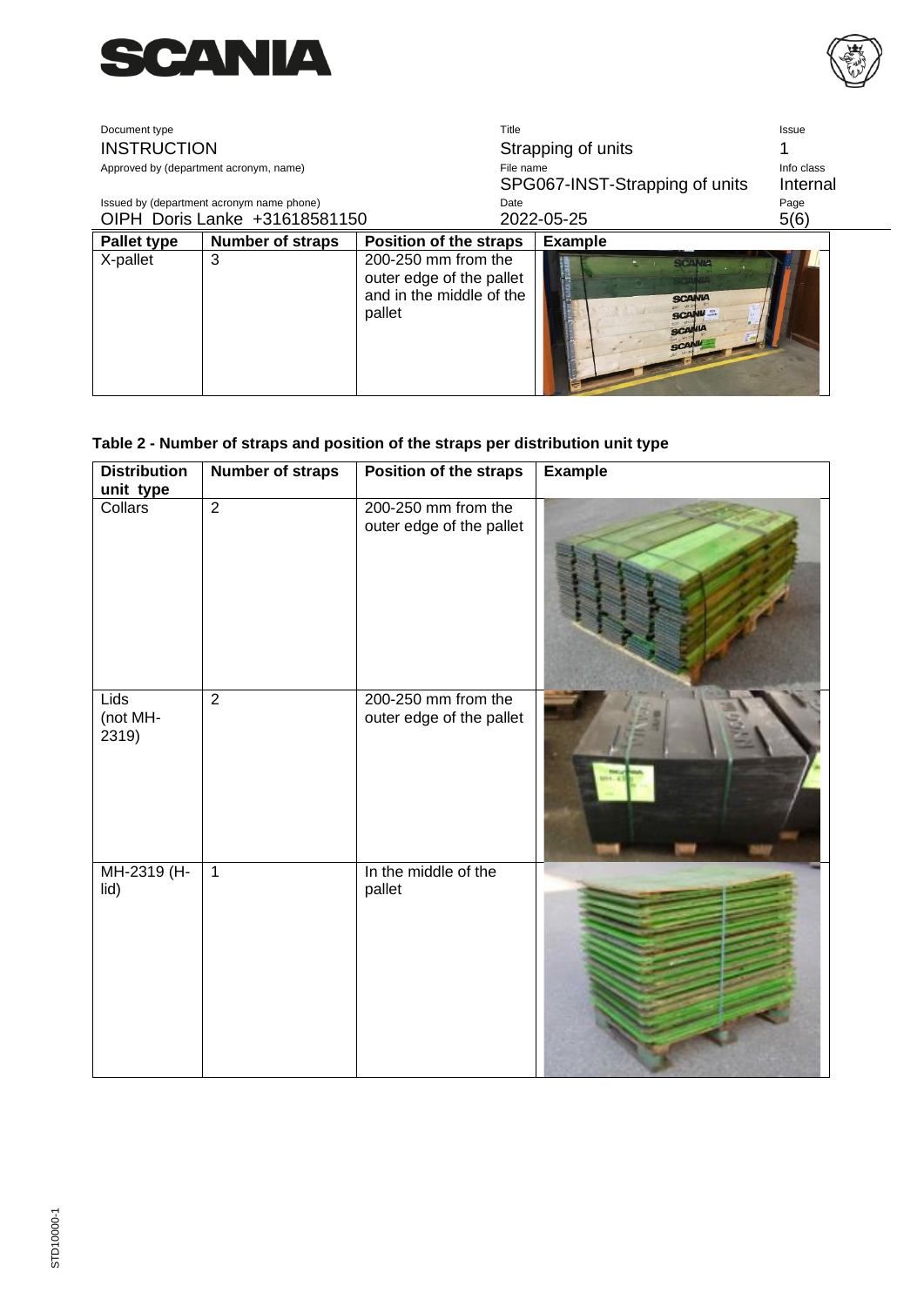| Pallet type | Number of straps | Position of the straps | Example |
|---|---|---|---|
| X-pallet | 3 | 200-250 mm from the outer edge of the pallet and in the middle of the pallet | |

**Table 2 - Number of straps and position of the straps per distribution unit type**

| Distribution unit type | Number of straps | Position of the straps | Example |
|---|---|---|---|
| Collars | 2 | 200-250 mm from the outer edge of the pallet | |
| Lids (not MH-2319) | 2 | 200-250 mm from the outer edge of the pallet | |
| MH-2319 (H-lid) | 1 | In the middle of the pallet | |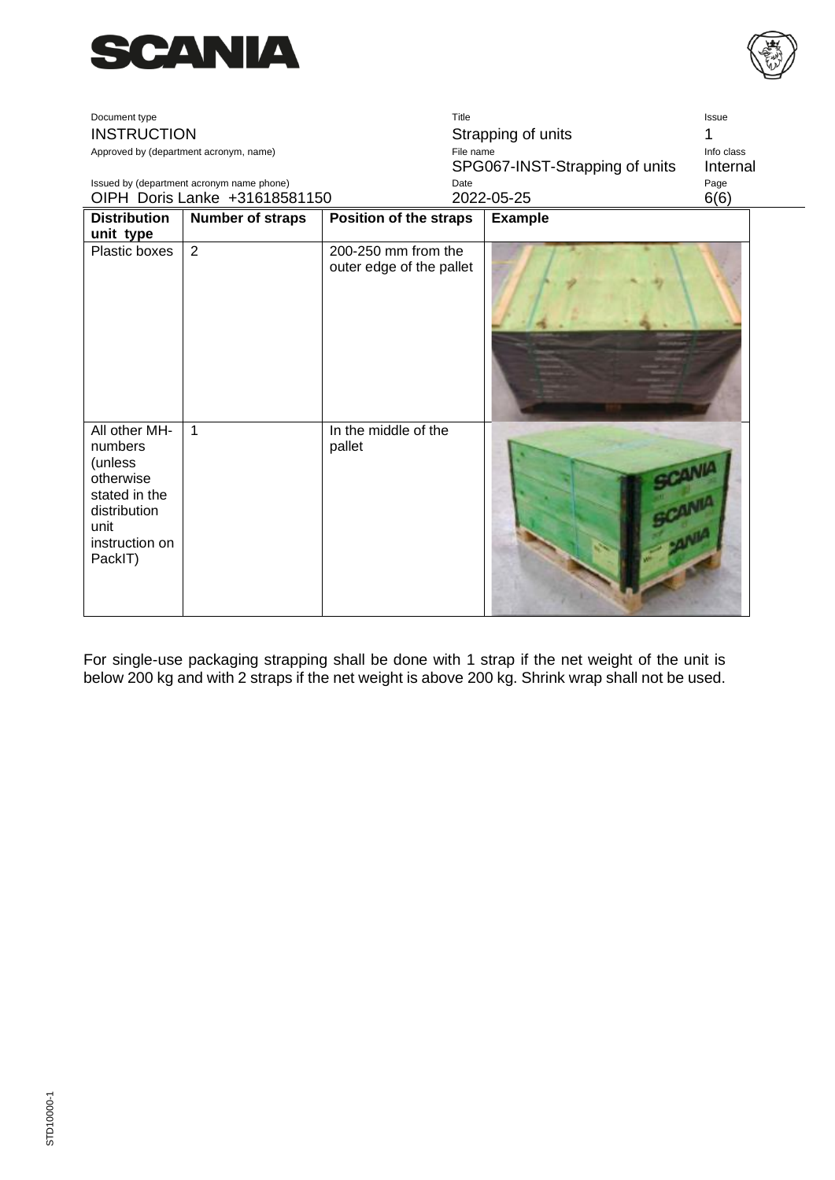| Distribution unit type | Number of straps | Position of the straps | Example |
|---|---|---|---|
| Plastic boxes | 2 | 200-250 mm from the outer edge of the pallet | |
| All other MH-numbers (unless otherwise stated in the distribution unit instruction on PackIT) | 1 | In the middle of the pallet | |

For single-use packaging strapping shall be done with 1 strap if the net weight of the unit is below 200 kg and with 2 straps if the net weight is above 200 kg. Shrink wrap shall not be used.